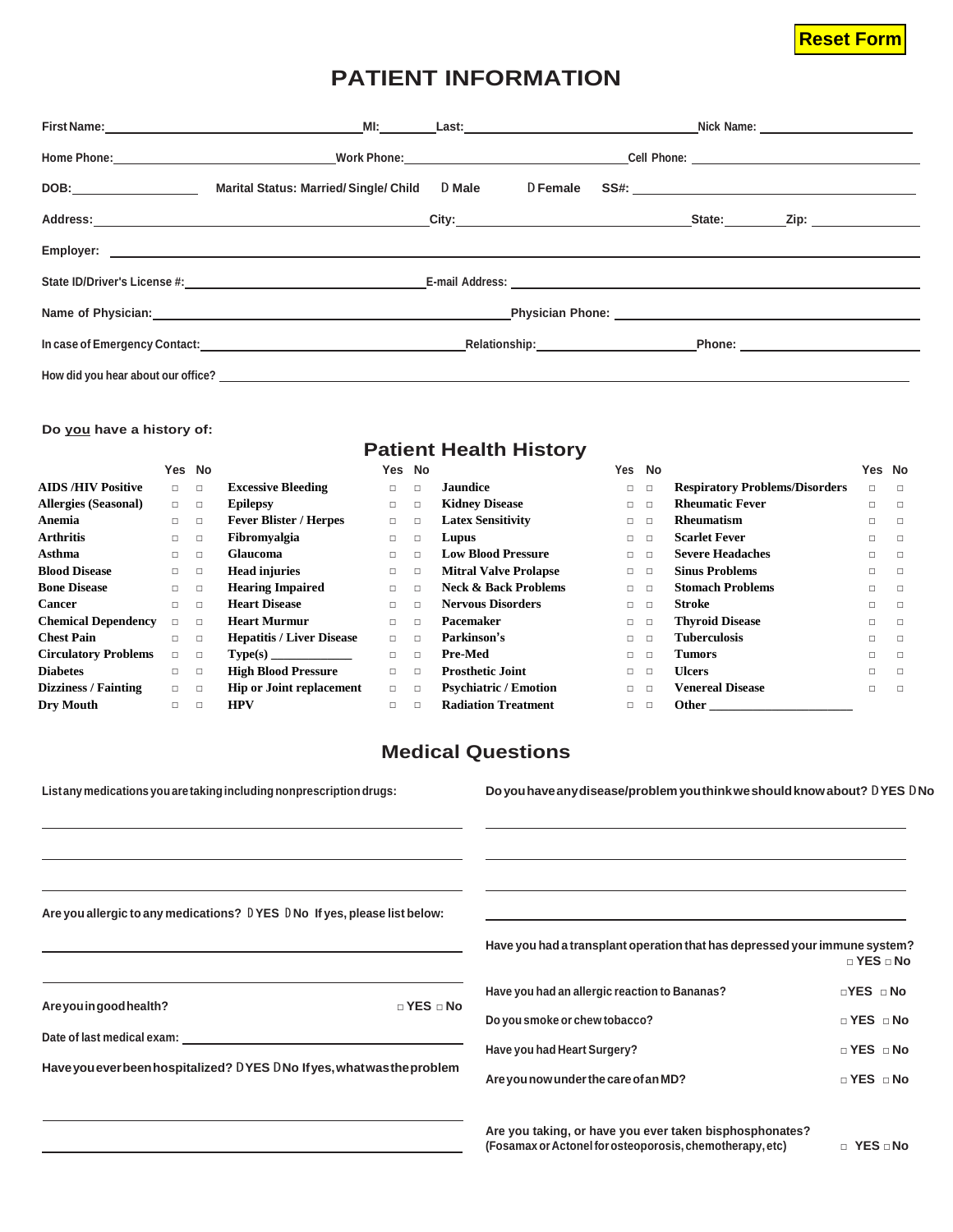Reset Form

# PATIENT INFORMATION

First Name: ______________________ MI: ________ Last: ______________________ Nick Name: ______________________

Home Phone: ______________________ Work Phone: ______________________ Cell Phone: ______________________

DOB: ______________ Marital Status: Married/ Single/ Child D Male D Female SS#: ______________________

Address: ______________________ City: ______________________ State: ________ Zip: ______________

Employer: ______________________________________________

State ID/Driver's License #: ______________________ E-mail Address: ______________________

Name of Physician: ______________________ Physician Phone: ______________________

In case of Emergency Contact: ______________________ Relationship: ______________ Phone: ______________

How did you hear about our office? ______________________________________________

**Do you have a history of:**

## Patient Health History

| | Yes | No | | Yes | No | | Yes | No | | Yes | No |
|---|---|---|---|---|---|---|---|---|---|---|---|
| **AIDS /HIV Positive** | □ | □ | **Excessive Bleeding** | □ | □ | **Jaundice** | □ | □ | **Respiratory Problems/Disorders** | □ | □ |
| **Allergies (Seasonal)** | □ | □ | **Epilepsy** | □ | □ | **Kidney Disease** | □ | □ | **Rheumatic Fever** | □ | □ |
| **Anemia** | □ | □ | **Fever Blister / Herpes** | □ | □ | **Latex Sensitivity** | □ | □ | **Rheumatism** | □ | □ |
| **Arthritis** | □ | □ | **Fibromyalgia** | □ | □ | **Lupus** | □ | □ | **Scarlet Fever** | □ | □ |
| **Asthma** | □ | □ | **Glaucoma** | □ | □ | **Low Blood Pressure** | □ | □ | **Severe Headaches** | □ | □ |
| **Blood Disease** | □ | □ | **Head injuries** | □ | □ | **Mitral Valve Prolapse** | □ | □ | **Sinus Problems** | □ | □ |
| **Bone Disease** | □ | □ | **Hearing Impaired** | □ | □ | **Neck & Back Problems** | □ | □ | **Stomach Problems** | □ | □ |
| **Cancer** | □ | □ | **Heart Disease** | □ | □ | **Nervous Disorders** | □ | □ | **Stroke** | □ | □ |
| **Chemical Dependency** | □ | □ | **Heart Murmur** | □ | □ | **Pacemaker** | □ | □ | **Thyroid Disease** | □ | □ |
| **Chest Pain** | □ | □ | **Hepatitis / Liver Disease** | □ | □ | **Parkinson's** | □ | □ | **Tuberculosis** | □ | □ |
| **Circulatory Problems** | □ | □ | **Type(s)** ____________ | □ | □ | **Pre-Med** | □ | □ | **Tumors** | □ | □ |
| **Diabetes** | □ | □ | **High Blood Pressure** | □ | □ | **Prosthetic Joint** | □ | □ | **Ulcers** | □ | □ |
| **Dizziness / Fainting** | □ | □ | **Hip or Joint replacement** | □ | □ | **Psychiatric / Emotion** | □ | □ | **Venereal Disease** | □ | □ |
| **Dry Mouth** | □ | □ | **HPV** | □ | □ | **Radiation Treatment** | □ | □ | **Other** ____________________ | | |

## Medical Questions

List any medications you are taking including nonprescription drugs:

______________________________________________

______________________________________________

______________________________________________

Are you allergic to any medications? D YES D No If yes, please list below:

______________________________________________

______________________________________________

Are you in good health? □ YES □ No

Date of last medical exam: ______________________

Have you ever been hospitalized? D YES D No If yes, what was the problem

______________________________________________

______________________________________________

Do you have any disease/problem you think we should know about? D YES D No

______________________________________________

______________________________________________

______________________________________________

______________________________________________

Have you had a transplant operation that has depressed your immune system? □ YES □ No

Have you had an allergic reaction to Bananas? □ YES □ No

Do you smoke or chew tobacco? □ YES □ No

Have you had Heart Surgery? □ YES □ No

Are you now under the care of an MD? □ YES □ No

Are you taking, or have you ever taken bisphosphonates?
(Fosamax or Actonel for osteoporosis, chemotherapy, etc) □ YES □ No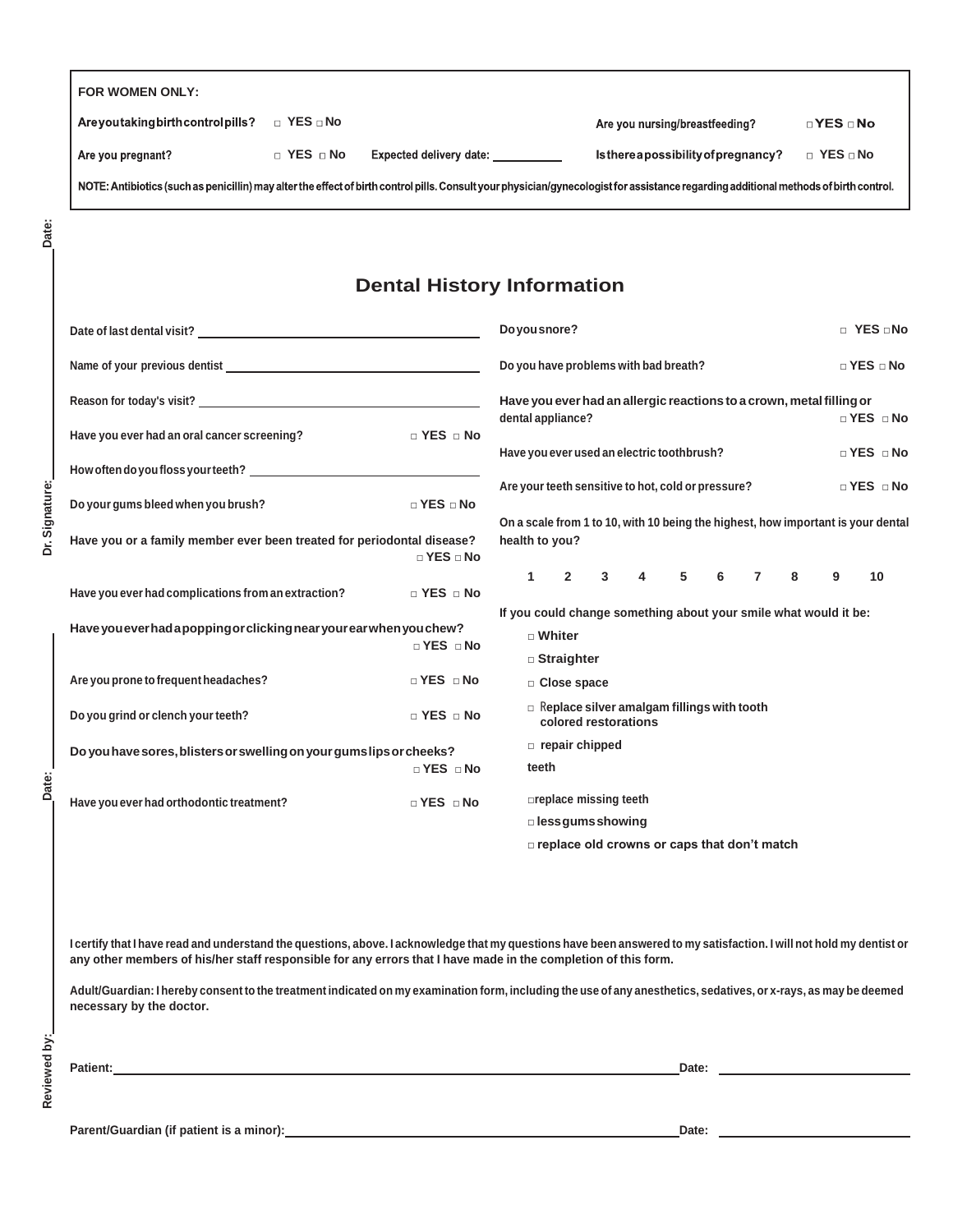**FOR WOMEN ONLY:**

**Areyoutakingbirthcontrolpills?** □ YES □ No

**Are you nursing/breastfeeding?** □ YES □ No

**Are you pregnant?** □ YES □ No **Expected delivery date:** ___________

**Isthereapossibilityofpregnancy?** □ YES □ No

**NOTE: Antibiotics (such as penicillin) may alter the effect of birth control pills. Consult your physician/gynecologist for assistance regarding additional methods of birth control.**

## Dental History Information

**Date of last dental visit?** ____________________

**Name of your previous dentist** ____________________

**Reason for today's visit?** ____________________

**Have you ever had an oral cancer screening?** □ YES □ No

**Howoftendoyouflossyourteeth?** ____________________

**Do your gums bleed when you brush?** □ YES □ No

**Have you or a family member ever been treated for periodontal disease?** □ YES □ No

**Have you ever had complications from an extraction?** □ YES □ No

**Haveyoueverhadapoppingorclickingnearyourearwhenyouchew?** □ YES □ No

**Are you prone to frequent headaches?** □ YES □ No

**Do you grind or clench your teeth?** □ YES □ No

**Doyouhavesores,blistersorswellingonyourgumslipsorcheeks?** □ YES □ No

**Have you ever had orthodontic treatment?** □ YES □ No

**Doyousnore?** □ YES □ No

**Do you have problems with bad breath?** □ YES □ No

**Have you ever had an allergic reactions to a crown, metal filling or dental appliance?** □ YES □ No

**Have you ever used an electric toothbrush?** □ YES □ No

**Are your teeth sensitive to hot, cold or pressure?** □ YES □ No

**On a scale from 1 to 10, with 10 being the highest, how important is your dental health to you?**

1 2 3 4 5 6 7 8 9 10

**If you could change something about your smile what would it be:**

- □ Whiter
- □ Straighter
- □ Close space
- □ Replace silver amalgam fillings with tooth colored restorations
- □ repair chipped teeth
- □ replace missing teeth
- □ lessgumsshowing
- □ replace old crowns or caps that don't match

**I certify that I have read and understand the questions, above. I acknowledge that my questions have been answered to my satisfaction. I will not hold my dentist or any other members of his/her staff responsible for any errors that I have made in the completion of this form.**

**Adult/Guardian: I hereby consent to the treatment indicated on my examination form, including the use of any anesthetics, sedatives, or x-rays, as may be deemed necessary by the doctor.**

**Patient:** ____________________ **Date:** ____________

**Parent/Guardian (if patient is a minor):** ____________________ **Date:** ____________

**Reviewed by:** ________ **Date:** ________ **Dr. Signature:** ________ **Date:** ________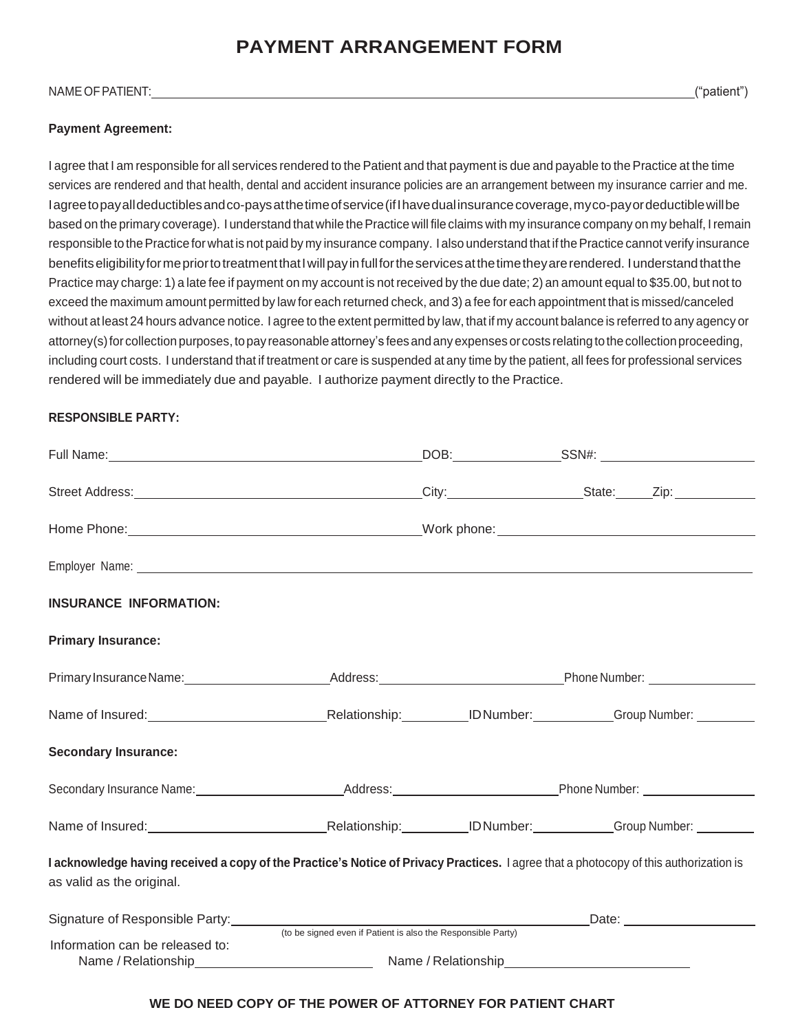# PAYMENT ARRANGEMENT FORM

NAME OF PATIENT: ______________________________________________ ("patient")

**Payment Agreement:**

I agree that I am responsible for all services rendered to the Patient and that payment is due and payable to the Practice at the time services are rendered and that health, dental and accident insurance policies are an arrangement between my insurance carrier and me. I agree to pay all deductibles and co-pays at the time of service (if I have dual insurance coverage, my co-pay or deductible will be based on the primary coverage). I understand that while the Practice will file claims with my insurance company on my behalf, I remain responsible to the Practice for what is not paid by my insurance company. I also understand that if the Practice cannot verify insurance benefits eligibility for me prior to treatment that I will pay in full for the services at the time they are rendered. I understand that the Practice may charge: 1) a late fee if payment on my account is not received by the due date; 2) an amount equal to $35.00, but not to exceed the maximum amount permitted by law for each returned check, and 3) a fee for each appointment that is missed/canceled without at least 24 hours advance notice. I agree to the extent permitted by law, that if my account balance is referred to any agency or attorney(s) for collection purposes, to pay reasonable attorney's fees and any expenses or costs relating to the collection proceeding, including court costs. I understand that if treatment or care is suspended at any time by the patient, all fees for professional services rendered will be immediately due and payable. I authorize payment directly to the Practice.

**RESPONSIBLE PARTY:**

Full Name: ______________________ DOB: __________ SSN#: __________

Street Address: ______________________ City: __________ State: _____ Zip: __________

Home Phone: ______________________ Work phone: ______________________

Employer Name: ______________________________________________

**INSURANCE INFORMATION:**

**Primary Insurance:**

Primary Insurance Name: ______________ Address: ______________ Phone Number: ______________

Name of Insured: ______________ Relationship: ________ ID Number: __________ Group Number: ________

**Secondary Insurance:**

Secondary Insurance Name: ______________ Address: ______________ Phone Number: ______________

Name of Insured: ______________ Relationship: ________ ID Number: __________ Group Number: ________

**I acknowledge having received a copy of the Practice's Notice of Privacy Practices.** I agree that a photocopy of this authorization is as valid as the original.

Signature of Responsible Party: ______________________________ Date: ______________

(to be signed even if Patient is also the Responsible Party)

Information can be released to:

Name / Relationship ______________________ Name / Relationship ______________________

**WE DO NEED COPY OF THE POWER OF ATTORNEY FOR PATIENT CHART**